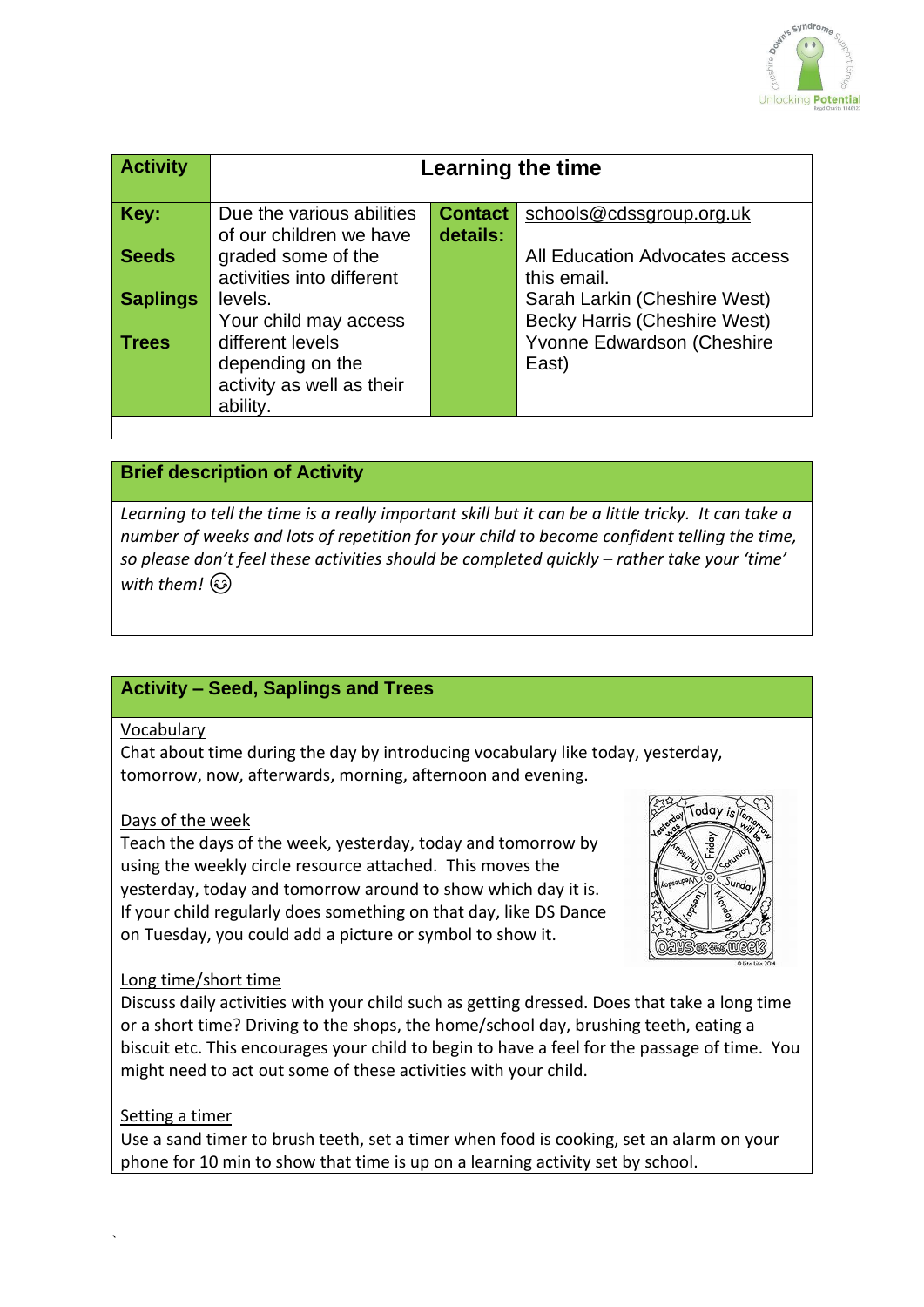| Activity | Learning the time | | |
|---|---|---|---|
| **Key:**<br><br>**Seeds**<br><br>**Saplings**<br><br>**Trees** | Due the various abilities of our children we have graded some of the activities into different levels.<br>Your child may access different levels depending on the activity as well as their ability. | **Contact details:** | schools@cdssgroup.org.uk<br><br>All Education Advocates access this email.<br>Sarah Larkin (Cheshire West)<br>Becky Harris (Cheshire West)<br>Yvonne Edwardson (Cheshire East) |

## Brief description of Activity

*Learning to tell the time is a really important skill but it can be a little tricky. It can take a number of weeks and lots of repetition for your child to become confident telling the time, so please don't feel these activities should be completed quickly – rather take your 'time' with them!* 😊

## Activity – Seed, Saplings and Trees

Vocabulary

Chat about time during the day by introducing vocabulary like today, yesterday, tomorrow, now, afterwards, morning, afternoon and evening.

Days of the week

Teach the days of the week, yesterday, today and tomorrow by using the weekly circle resource attached. This moves the yesterday, today and tomorrow around to show which day it is. If your child regularly does something on that day, like DS Dance on Tuesday, you could add a picture or symbol to show it.

Long time/short time

Discuss daily activities with your child such as getting dressed. Does that take a long time or a short time? Driving to the shops, the home/school day, brushing teeth, eating a biscuit etc. This encourages your child to begin to have a feel for the passage of time. You might need to act out some of these activities with your child.

Setting a timer

Use a sand timer to brush teeth, set a timer when food is cooking, set an alarm on your phone for 10 min to show that time is up on a learning activity set by school.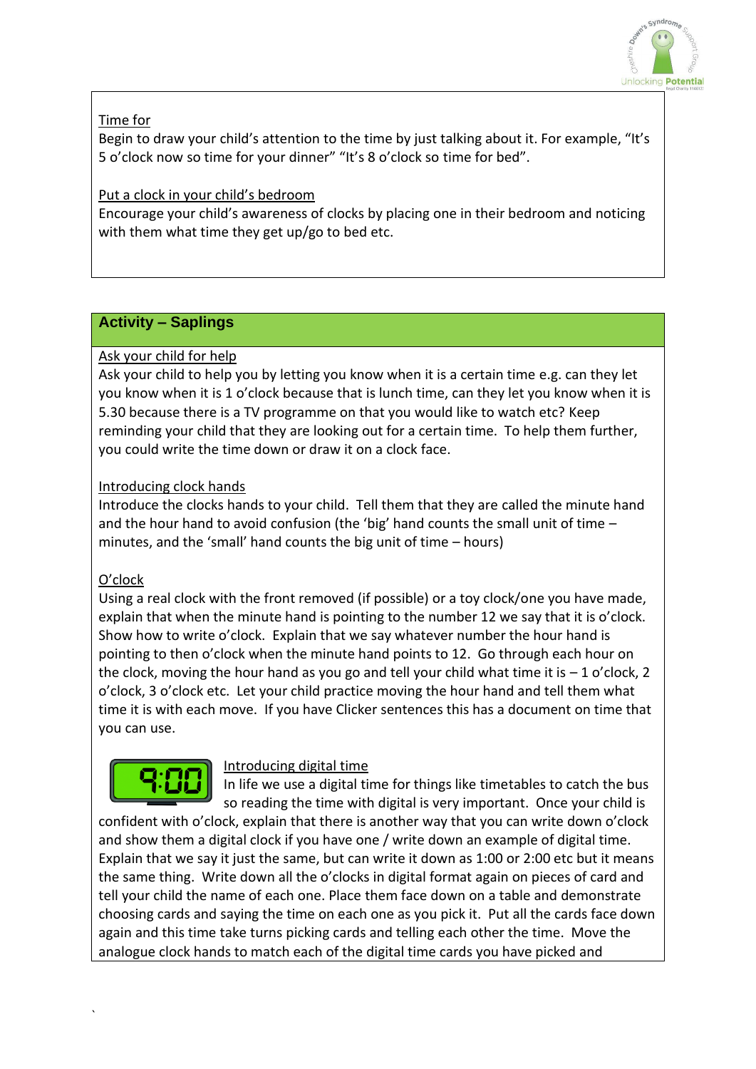Time for

Begin to draw your child's attention to the time by just talking about it. For example, "It's 5 o'clock now so time for your dinner" "It's 8 o'clock so time for bed".

Put a clock in your child's bedroom

Encourage your child's awareness of clocks by placing one in their bedroom and noticing with them what time they get up/go to bed etc.

## Activity – Saplings

Ask your child for help

Ask your child to help you by letting you know when it is a certain time e.g. can they let you know when it is 1 o'clock because that is lunch time, can they let you know when it is 5.30 because there is a TV programme on that you would like to watch etc? Keep reminding your child that they are looking out for a certain time. To help them further, you could write the time down or draw it on a clock face.

Introducing clock hands

Introduce the clocks hands to your child. Tell them that they are called the minute hand and the hour hand to avoid confusion (the 'big' hand counts the small unit of time – minutes, and the 'small' hand counts the big unit of time – hours)

O'clock

Using a real clock with the front removed (if possible) or a toy clock/one you have made, explain that when the minute hand is pointing to the number 12 we say that it is o'clock. Show how to write o'clock. Explain that we say whatever number the hour hand is pointing to then o'clock when the minute hand points to 12. Go through each hour on the clock, moving the hour hand as you go and tell your child what time it is – 1 o'clock, 2 o'clock, 3 o'clock etc. Let your child practice moving the hour hand and tell them what time it is with each move. If you have Clicker sentences this has a document on time that you can use.

Introducing digital time

In life we use a digital time for things like timetables to catch the bus so reading the time with digital is very important. Once your child is confident with o'clock, explain that there is another way that you can write down o'clock and show them a digital clock if you have one / write down an example of digital time. Explain that we say it just the same, but can write it down as 1:00 or 2:00 etc but it means the same thing. Write down all the o'clocks in digital format again on pieces of card and tell your child the name of each one. Place them face down on a table and demonstrate choosing cards and saying the time on each one as you pick it. Put all the cards face down again and this time take turns picking cards and telling each other the time. Move the analogue clock hands to match each of the digital time cards you have picked and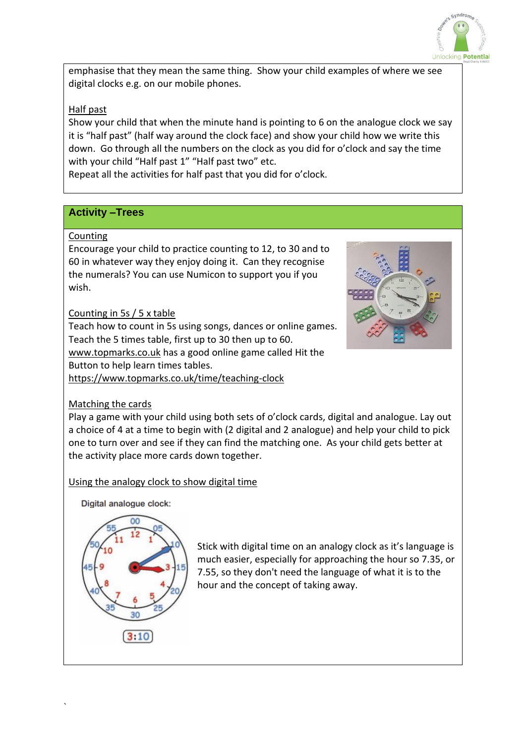emphasise that they mean the same thing. Show your child examples of where we see digital clocks e.g. on our mobile phones.

Half past

Show your child that when the minute hand is pointing to 6 on the analogue clock we say it is "half past" (half way around the clock face) and show your child how we write this down. Go through all the numbers on the clock as you did for o'clock and say the time with your child "Half past 1" "Half past two" etc.

Repeat all the activities for half past that you did for o'clock.

## Activity –Trees

Counting

Encourage your child to practice counting to 12, to 30 and to 60 in whatever way they enjoy doing it. Can they recognise the numerals? You can use Numicon to support you if you wish.

Counting in 5s / 5 x table

Teach how to count in 5s using songs, dances or online games. Teach the 5 times table, first up to 30 then up to 60. www.topmarks.co.uk has a good online game called Hit the Button to help learn times tables.
https://www.topmarks.co.uk/time/teaching-clock

Matching the cards

Play a game with your child using both sets of o'clock cards, digital and analogue. Lay out a choice of 4 at a time to begin with (2 digital and 2 analogue) and help your child to pick one to turn over and see if they can find the matching one. As your child gets better at the activity place more cards down together.

Using the analogy clock to show digital time

Digital analogue clock:

Stick with digital time on an analogy clock as it's language is much easier, especially for approaching the hour so 7.35, or 7.55, so they don't need the language of what it is to the hour and the concept of taking away.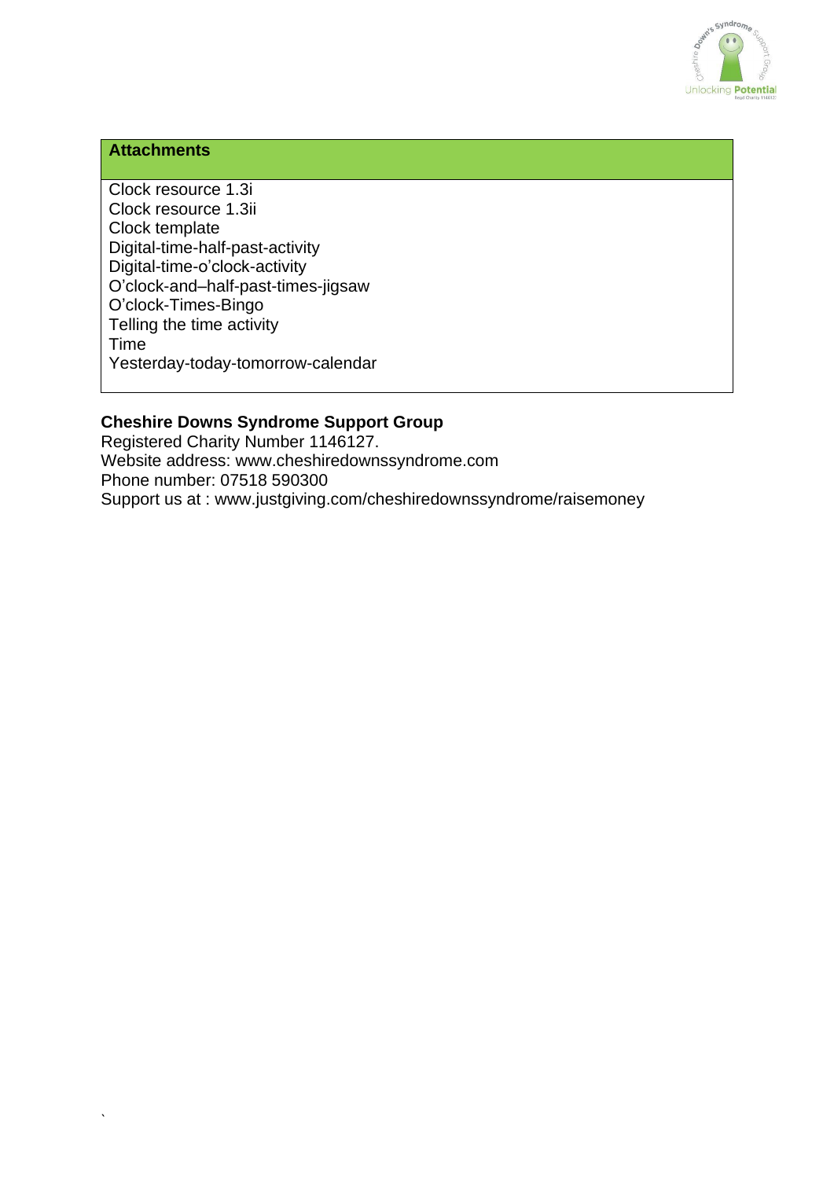| Attachments |
| --- |
| Clock resource 1.3i<br>Clock resource 1.3ii<br>Clock template<br>Digital-time-half-past-activity<br>Digital-time-o'clock-activity<br>O'clock-and–half-past-times-jigsaw<br>O'clock-Times-Bingo<br>Telling the time activity<br>Time<br>Yesterday-today-tomorrow-calendar |

**Cheshire Downs Syndrome Support Group**
Registered Charity Number 1146127.
Website address: www.cheshiredownssyndrome.com
Phone number: 07518 590300
Support us at : www.justgiving.com/cheshiredownssyndrome/raisemoney